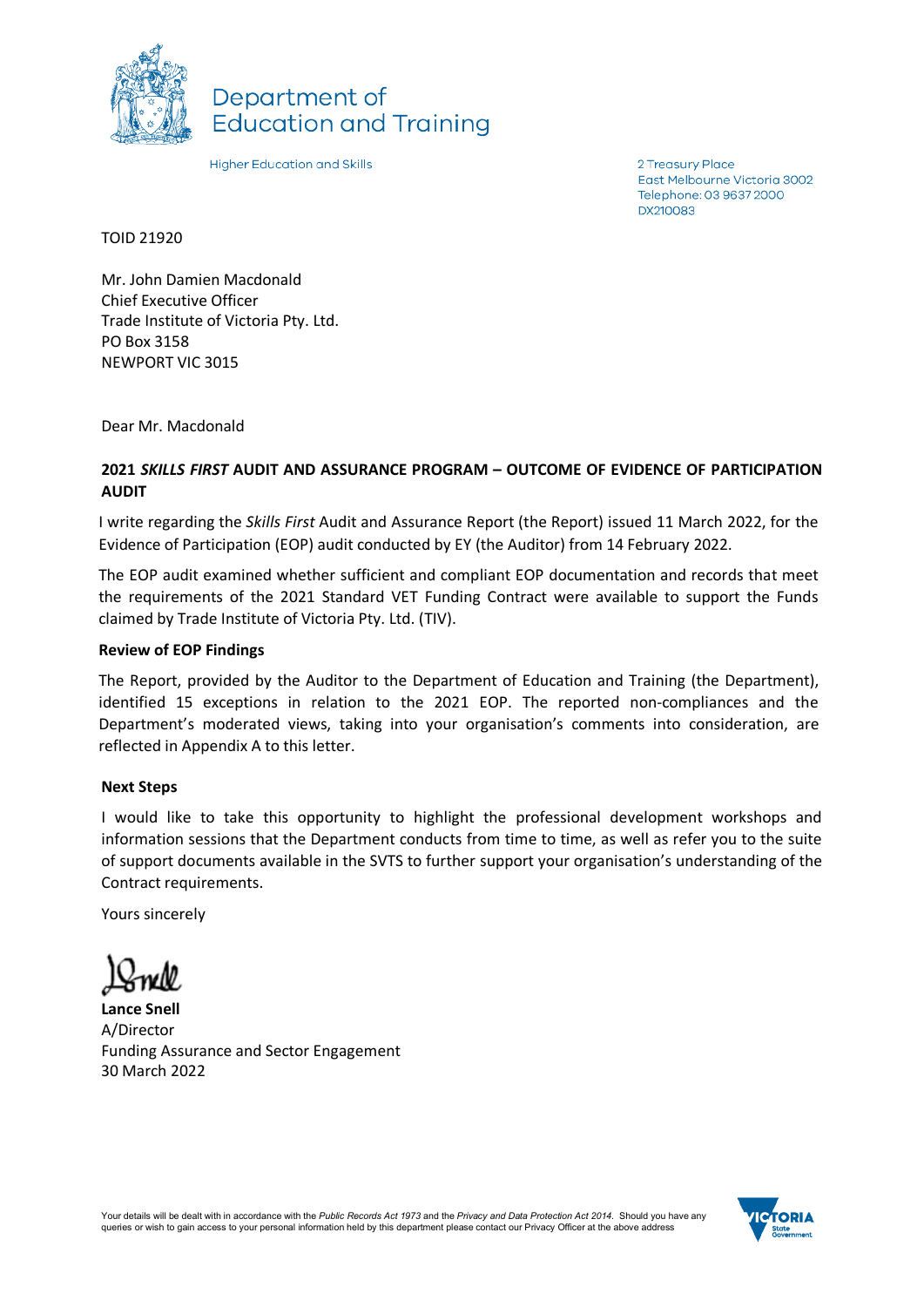Department of Education and Training

Higher Education and Skills

2 Treasury Place
East Melbourne Victoria 3002
Telephone: 03 9637 2000
DX210083

TOID 21920

Mr. John Damien Macdonald
Chief Executive Officer
Trade Institute of Victoria Pty. Ltd.
PO Box 3158
NEWPORT VIC 3015

Dear Mr. Macdonald

**2021 *SKILLS FIRST* AUDIT AND ASSURANCE PROGRAM – OUTCOME OF EVIDENCE OF PARTICIPATION AUDIT**

I write regarding the *Skills First* Audit and Assurance Report (the Report) issued 11 March 2022, for the Evidence of Participation (EOP) audit conducted by EY (the Auditor) from 14 February 2022.

The EOP audit examined whether sufficient and compliant EOP documentation and records that meet the requirements of the 2021 Standard VET Funding Contract were available to support the Funds claimed by Trade Institute of Victoria Pty. Ltd. (TIV).

**Review of EOP Findings**

The Report, provided by the Auditor to the Department of Education and Training (the Department), identified 15 exceptions in relation to the 2021 EOP. The reported non-compliances and the Department's moderated views, taking into your organisation's comments into consideration, are reflected in Appendix A to this letter.

**Next Steps**

I would like to take this opportunity to highlight the professional development workshops and information sessions that the Department conducts from time to time, as well as refer you to the suite of support documents available in the SVTS to further support your organisation's understanding of the Contract requirements.

Yours sincerely

**Lance Snell**
A/Director
Funding Assurance and Sector Engagement
30 March 2022

Your details will be dealt with in accordance with the *Public Records Act 1973* and the *Privacy and Data Protection Act 2014*. Should you have any queries or wish to gain access to your personal information held by this department please contact our Privacy Officer at the above address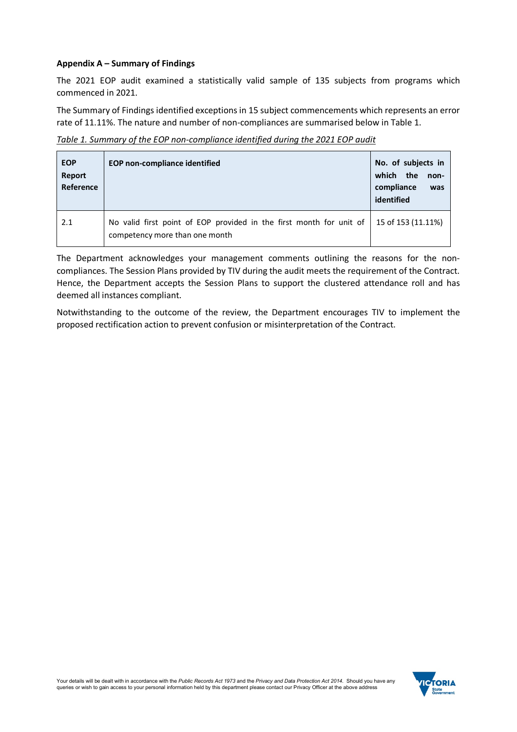**Appendix A – Summary of Findings**

The 2021 EOP audit examined a statistically valid sample of 135 subjects from programs which commenced in 2021.

The Summary of Findings identified exceptions in 15 subject commencements which represents an error rate of 11.11%. The nature and number of non-compliances are summarised below in Table 1.

*Table 1. Summary of the EOP non-compliance identified during the 2021 EOP audit*

| EOP Report Reference | EOP non-compliance identified | No. of subjects in which the non-compliance was identified |
|---|---|---|
| 2.1 | No valid first point of EOP provided in the first month for unit of competency more than one month | 15 of 153 (11.11%) |

The Department acknowledges your management comments outlining the reasons for the non-compliances. The Session Plans provided by TIV during the audit meets the requirement of the Contract. Hence, the Department accepts the Session Plans to support the clustered attendance roll and has deemed all instances compliant.

Notwithstanding to the outcome of the review, the Department encourages TIV to implement the proposed rectification action to prevent confusion or misinterpretation of the Contract.

Your details will be dealt with in accordance with the *Public Records Act 1973* and the *Privacy and Data Protection Act 2014*. Should you have any queries or wish to gain access to your personal information held by this department please contact our Privacy Officer at the above address